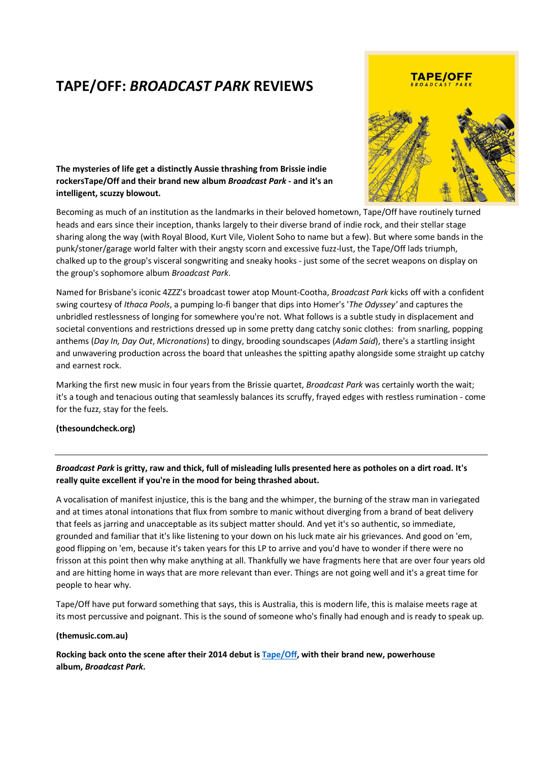# TAPE/OFF: *BROADCAST PARK* REVIEWS

**The mysteries of life get a distinctly Aussie thrashing from Brissie indie rockersTape/Off and their brand new album *Broadcast Park* - and it's an intelligent, scuzzy blowout.**

Becoming as much of an institution as the landmarks in their beloved hometown, Tape/Off have routinely turned heads and ears since their inception, thanks largely to their diverse brand of indie rock, and their stellar stage sharing along the way (with Royal Blood, Kurt Vile, Violent Soho to name but a few). But where some bands in the punk/stoner/garage world falter with their angsty scorn and excessive fuzz-lust, the Tape/Off lads triumph, chalked up to the group's visceral songwriting and sneaky hooks - just some of the secret weapons on display on the group's sophomore album *Broadcast Park*.

Named for Brisbane's iconic 4ZZZ's broadcast tower atop Mount-Cootha, *Broadcast Park* kicks off with a confident swing courtesy of *Ithaca Pools*, a pumping lo-fi banger that dips into Homer's '*The Odyssey'* and captures the unbridled restlessness of longing for somewhere you're not. What follows is a subtle study in displacement and societal conventions and restrictions dressed up in some pretty dang catchy sonic clothes: from snarling, popping anthems (*Day In, Day Out*, *Micronations*) to dingy, brooding soundscapes (*Adam Said*), there's a startling insight and unwavering production across the board that unleashes the spitting apathy alongside some straight up catchy and earnest rock.

Marking the first new music in four years from the Brissie quartet, *Broadcast Park* was certainly worth the wait; it's a tough and tenacious outing that seamlessly balances its scruffy, frayed edges with restless rumination - come for the fuzz, stay for the feels.

**(thesoundcheck.org)**

---

***Broadcast Park* is gritty, raw and thick, full of misleading lulls presented here as potholes on a dirt road. It's really quite excellent if you're in the mood for being thrashed about.**

A vocalisation of manifest injustice, this is the bang and the whimper, the burning of the straw man in variegated and at times atonal intonations that flux from sombre to manic without diverging from a brand of beat delivery that feels as jarring and unacceptable as its subject matter should. And yet it's so authentic, so immediate, grounded and familiar that it's like listening to your down on his luck mate air his grievances. And good on 'em, good flipping on 'em, because it's taken years for this LP to arrive and you'd have to wonder if there were no frisson at this point then why make anything at all. Thankfully we have fragments here that are over four years old and are hitting home in ways that are more relevant than ever. Things are not going well and it's a great time for people to hear why.

Tape/Off have put forward something that says, this is Australia, this is modern life, this is malaise meets rage at its most percussive and poignant. This is the sound of someone who's finally had enough and is ready to speak up.

**(themusic.com.au)**

**Rocking back onto the scene after their 2014 debut is Tape/Off, with their brand new, powerhouse album, *Broadcast Park*.**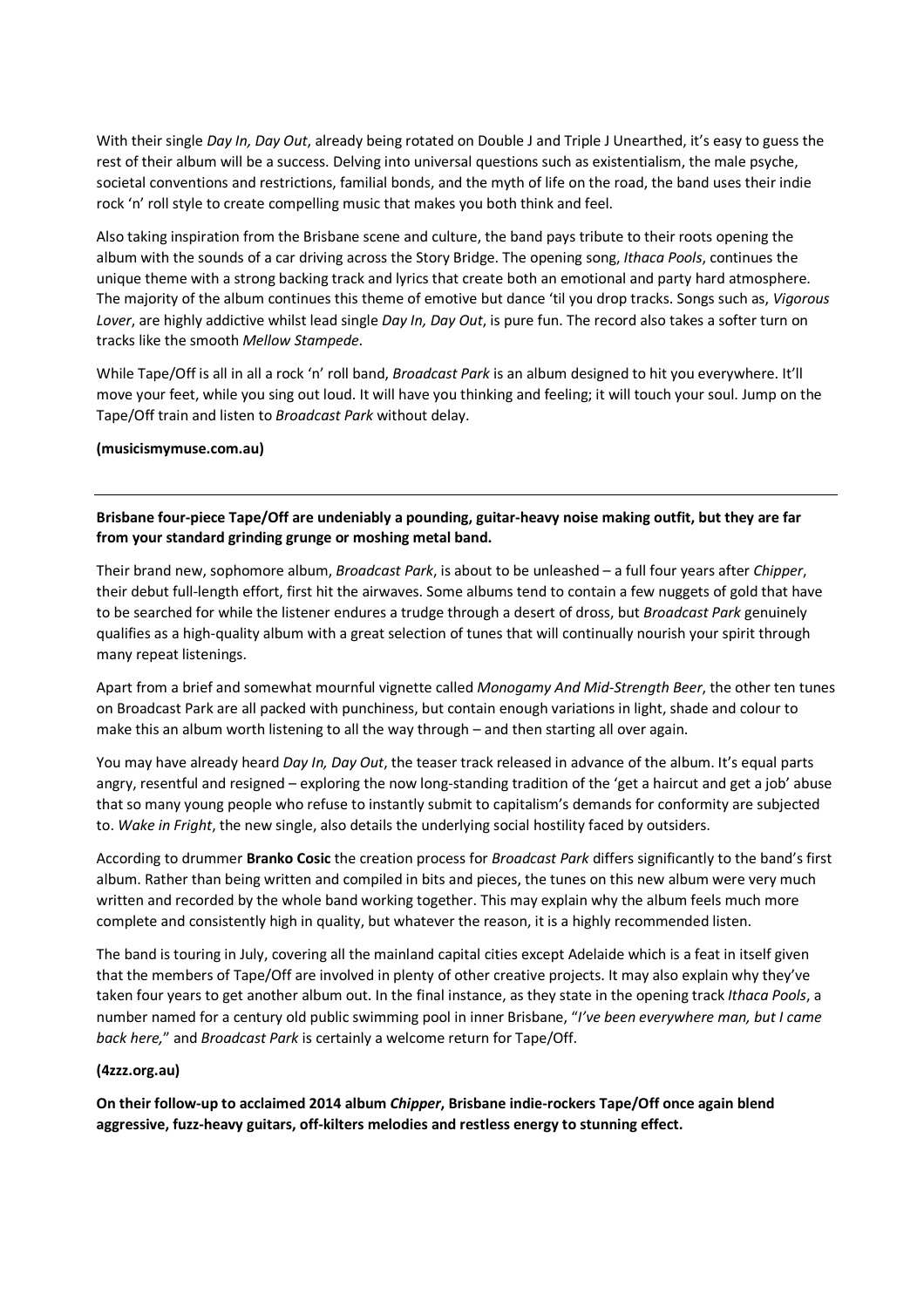With their single *Day In, Day Out*, already being rotated on Double J and Triple J Unearthed, it's easy to guess the rest of their album will be a success. Delving into universal questions such as existentialism, the male psyche, societal conventions and restrictions, familial bonds, and the myth of life on the road, the band uses their indie rock 'n' roll style to create compelling music that makes you both think and feel.

Also taking inspiration from the Brisbane scene and culture, the band pays tribute to their roots opening the album with the sounds of a car driving across the Story Bridge. The opening song, *Ithaca Pools*, continues the unique theme with a strong backing track and lyrics that create both an emotional and party hard atmosphere. The majority of the album continues this theme of emotive but dance 'til you drop tracks. Songs such as, *Vigorous Lover*, are highly addictive whilst lead single *Day In, Day Out*, is pure fun. The record also takes a softer turn on tracks like the smooth *Mellow Stampede*.

While Tape/Off is all in all a rock 'n' roll band, *Broadcast Park* is an album designed to hit you everywhere. It'll move your feet, while you sing out loud. It will have you thinking and feeling; it will touch your soul. Jump on the Tape/Off train and listen to *Broadcast Park* without delay.

**(musicismymuse.com.au)**

---

**Brisbane four-piece Tape/Off are undeniably a pounding, guitar-heavy noise making outfit, but they are far from your standard grinding grunge or moshing metal band.**

Their brand new, sophomore album, *Broadcast Park*, is about to be unleashed – a full four years after *Chipper*, their debut full-length effort, first hit the airwaves. Some albums tend to contain a few nuggets of gold that have to be searched for while the listener endures a trudge through a desert of dross, but *Broadcast Park* genuinely qualifies as a high-quality album with a great selection of tunes that will continually nourish your spirit through many repeat listenings.

Apart from a brief and somewhat mournful vignette called *Monogamy And Mid-Strength Beer*, the other ten tunes on Broadcast Park are all packed with punchiness, but contain enough variations in light, shade and colour to make this an album worth listening to all the way through – and then starting all over again.

You may have already heard *Day In, Day Out*, the teaser track released in advance of the album. It's equal parts angry, resentful and resigned – exploring the now long-standing tradition of the 'get a haircut and get a job' abuse that so many young people who refuse to instantly submit to capitalism's demands for conformity are subjected to. *Wake in Fright*, the new single, also details the underlying social hostility faced by outsiders.

According to drummer **Branko Cosic** the creation process for *Broadcast Park* differs significantly to the band's first album. Rather than being written and compiled in bits and pieces, the tunes on this new album were very much written and recorded by the whole band working together. This may explain why the album feels much more complete and consistently high in quality, but whatever the reason, it is a highly recommended listen.

The band is touring in July, covering all the mainland capital cities except Adelaide which is a feat in itself given that the members of Tape/Off are involved in plenty of other creative projects. It may also explain why they've taken four years to get another album out. In the final instance, as they state in the opening track *Ithaca Pools*, a number named for a century old public swimming pool in inner Brisbane, "*I've been everywhere man, but I came back here,*" and *Broadcast Park* is certainly a welcome return for Tape/Off.

**(4zzz.org.au)**

**On their follow-up to acclaimed 2014 album *Chipper*, Brisbane indie-rockers Tape/Off once again blend aggressive, fuzz-heavy guitars, off-kilters melodies and restless energy to stunning effect.**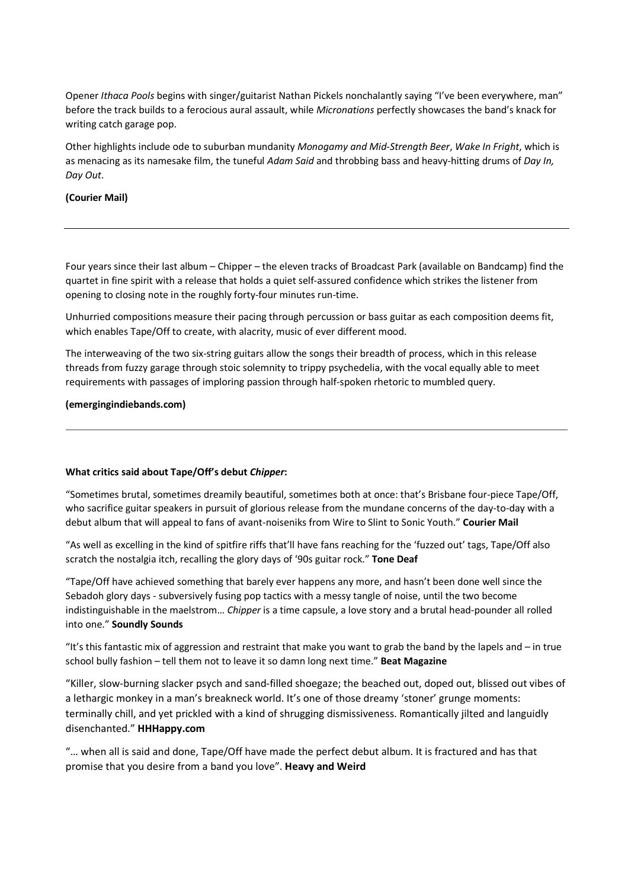Opener *Ithaca Pools* begins with singer/guitarist Nathan Pickels nonchalantly saying "I've been everywhere, man" before the track builds to a ferocious aural assault, while *Micronations* perfectly showcases the band's knack for writing catch garage pop.

Other highlights include ode to suburban mundanity *Monogamy and Mid-Strength Beer*, *Wake In Fright*, which is as menacing as its namesake film, the tuneful *Adam Said* and throbbing bass and heavy-hitting drums of *Day In, Day Out*.

**(Courier Mail)**

---

Four years since their last album – Chipper – the eleven tracks of Broadcast Park (available on Bandcamp) find the quartet in fine spirit with a release that holds a quiet self-assured confidence which strikes the listener from opening to closing note in the roughly forty-four minutes run-time.

Unhurried compositions measure their pacing through percussion or bass guitar as each composition deems fit, which enables Tape/Off to create, with alacrity, music of ever different mood.

The interweaving of the two six-string guitars allow the songs their breadth of process, which in this release threads from fuzzy garage through stoic solemnity to trippy psychedelia, with the vocal equally able to meet requirements with passages of imploring passion through half-spoken rhetoric to mumbled query.

**(emergingindiebands.com)**

---

**What critics said about Tape/Off's debut *Chipper*:**

"Sometimes brutal, sometimes dreamily beautiful, sometimes both at once: that's Brisbane four-piece Tape/Off, who sacrifice guitar speakers in pursuit of glorious release from the mundane concerns of the day-to-day with a debut album that will appeal to fans of avant-noiseniks from Wire to Slint to Sonic Youth." **Courier Mail**

"As well as excelling in the kind of spitfire riffs that'll have fans reaching for the 'fuzzed out' tags, Tape/Off also scratch the nostalgia itch, recalling the glory days of '90s guitar rock." **Tone Deaf**

"Tape/Off have achieved something that barely ever happens any more, and hasn't been done well since the Sebadoh glory days - subversively fusing pop tactics with a messy tangle of noise, until the two become indistinguishable in the maelstrom… *Chipper* is a time capsule, a love story and a brutal head-pounder all rolled into one." **Soundly Sounds**

"It's this fantastic mix of aggression and restraint that make you want to grab the band by the lapels and – in true school bully fashion – tell them not to leave it so damn long next time." **Beat Magazine**

"Killer, slow-burning slacker psych and sand-filled shoegaze; the beached out, doped out, blissed out vibes of a lethargic monkey in a man's breakneck world. It's one of those dreamy 'stoner' grunge moments: terminally chill, and yet prickled with a kind of shrugging dismissiveness. Romantically jilted and languidly disenchanted." **HHHappy.com**

"… when all is said and done, Tape/Off have made the perfect debut album. It is fractured and has that promise that you desire from a band you love". **Heavy and Weird**